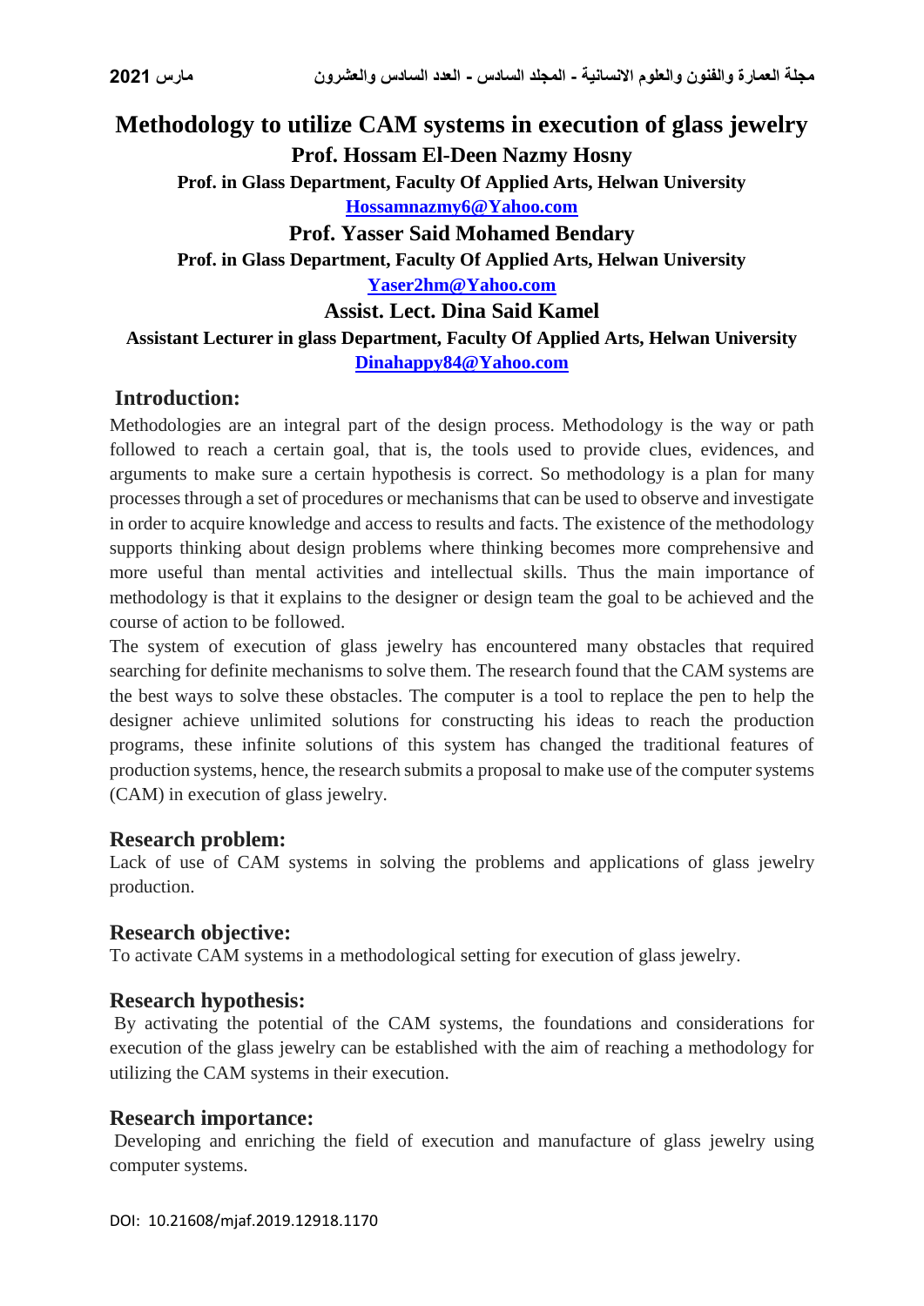# Methodology to utilize CAM systems in execution of glass jewelry

**Prof. Hossam El-Deen Nazmy Hosny**

**Prof. in Glass Department, Faculty Of Applied Arts, Helwan University**

**Hossamnazmy6@Yahoo.com**

**Prof. Yasser Said Mohamed Bendary**

**Prof. in Glass Department, Faculty Of Applied Arts, Helwan University**

**Yaser2hm@Yahoo.com**

**Assist. Lect. Dina Said Kamel**

**Assistant Lecturer in glass Department, Faculty Of Applied Arts, Helwan University**

**Dinahappy84@Yahoo.com**

## Introduction:

Methodologies are an integral part of the design process. Methodology is the way or path followed to reach a certain goal, that is, the tools used to provide clues, evidences, and arguments to make sure a certain hypothesis is correct. So methodology is a plan for many processes through a set of procedures or mechanisms that can be used to observe and investigate in order to acquire knowledge and access to results and facts. The existence of the methodology supports thinking about design problems where thinking becomes more comprehensive and more useful than mental activities and intellectual skills. Thus the main importance of methodology is that it explains to the designer or design team the goal to be achieved and the course of action to be followed.

The system of execution of glass jewelry has encountered many obstacles that required searching for definite mechanisms to solve them. The research found that the CAM systems are the best ways to solve these obstacles. The computer is a tool to replace the pen to help the designer achieve unlimited solutions for constructing his ideas to reach the production programs, these infinite solutions of this system has changed the traditional features of production systems, hence, the research submits a proposal to make use of the computer systems (CAM) in execution of glass jewelry.

## Research problem:

Lack of use of CAM systems in solving the problems and applications of glass jewelry production.

## Research objective:

To activate CAM systems in a methodological setting for execution of glass jewelry.

## Research hypothesis:

By activating the potential of the CAM systems, the foundations and considerations for execution of the glass jewelry can be established with the aim of reaching a methodology for utilizing the CAM systems in their execution.

## Research importance:

Developing and enriching the field of execution and manufacture of glass jewelry using computer systems.

DOI: 10.21608/mjaf.2019.12918.1170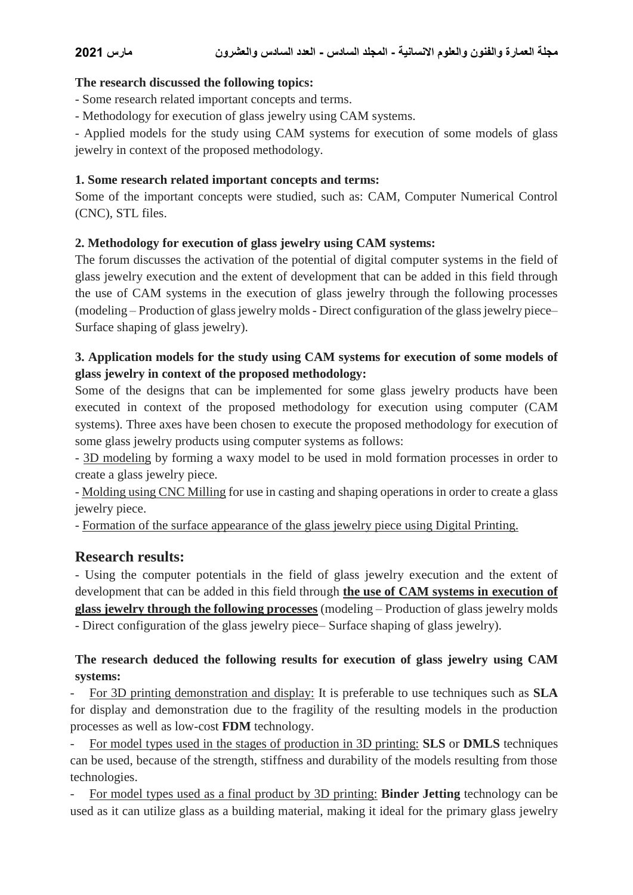**The research discussed the following topics:**

- Some research related important concepts and terms.
- Methodology for execution of glass jewelry using CAM systems.
- Applied models for the study using CAM systems for execution of some models of glass jewelry in context of the proposed methodology.

**1. Some research related important concepts and terms:**

Some of the important concepts were studied, such as: CAM, Computer Numerical Control (CNC), STL files.

**2. Methodology for execution of glass jewelry using CAM systems:**

The forum discusses the activation of the potential of digital computer systems in the field of glass jewelry execution and the extent of development that can be added in this field through the use of CAM systems in the execution of glass jewelry through the following processes (modeling – Production of glass jewelry molds - Direct configuration of the glass jewelry piece– Surface shaping of glass jewelry).

**3. Application models for the study using CAM systems for execution of some models of glass jewelry in context of the proposed methodology:**

Some of the designs that can be implemented for some glass jewelry products have been executed in context of the proposed methodology for execution using computer (CAM systems). Three axes have been chosen to execute the proposed methodology for execution of some glass jewelry products using computer systems as follows:

- 3D modeling by forming a waxy model to be used in mold formation processes in order to create a glass jewelry piece.
- Molding using CNC Milling for use in casting and shaping operations in order to create a glass jewelry piece.
- Formation of the surface appearance of the glass jewelry piece using Digital Printing.

## Research results:

- Using the computer potentials in the field of glass jewelry execution and the extent of development that can be added in this field through **the use of CAM systems in execution of glass jewelry through the following processes** (modeling – Production of glass jewelry molds - Direct configuration of the glass jewelry piece– Surface shaping of glass jewelry).

**The research deduced the following results for execution of glass jewelry using CAM systems:**

- For 3D printing demonstration and display: It is preferable to use techniques such as **SLA** for display and demonstration due to the fragility of the resulting models in the production processes as well as low-cost **FDM** technology.
- For model types used in the stages of production in 3D printing: **SLS** or **DMLS** techniques can be used, because of the strength, stiffness and durability of the models resulting from those technologies.
- For model types used as a final product by 3D printing: **Binder Jetting** technology can be used as it can utilize glass as a building material, making it ideal for the primary glass jewelry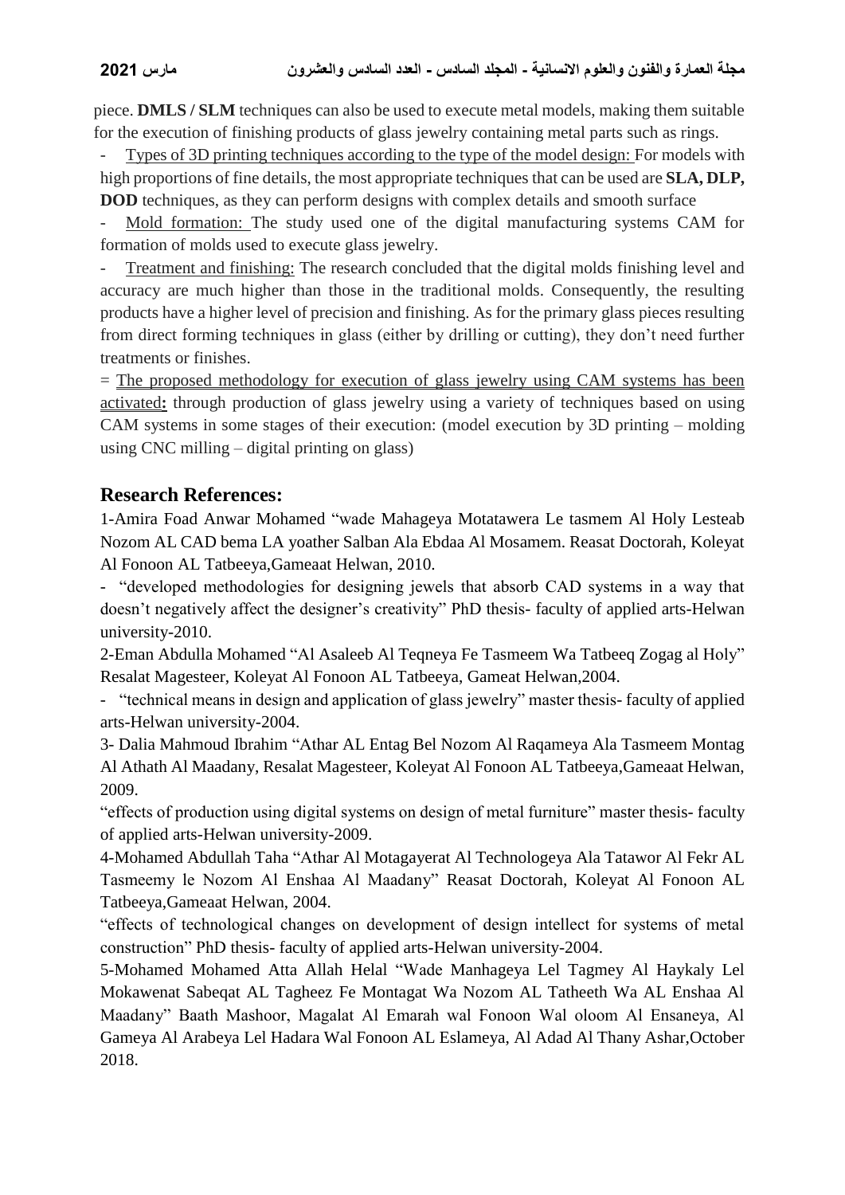piece. **DMLS / SLM** techniques can also be used to execute metal models, making them suitable for the execution of finishing products of glass jewelry containing metal parts such as rings.

- Types of 3D printing techniques according to the type of the model design: For models with high proportions of fine details, the most appropriate techniques that can be used are **SLA, DLP, DOD** techniques, as they can perform designs with complex details and smooth surface
- Mold formation: The study used one of the digital manufacturing systems CAM for formation of molds used to execute glass jewelry.
- Treatment and finishing: The research concluded that the digital molds finishing level and accuracy are much higher than those in the traditional molds. Consequently, the resulting products have a higher level of precision and finishing. As for the primary glass pieces resulting from direct forming techniques in glass (either by drilling or cutting), they don't need further treatments or finishes.

= The proposed methodology for execution of glass jewelry using CAM systems has been activated**:** through production of glass jewelry using a variety of techniques based on using CAM systems in some stages of their execution: (model execution by 3D printing – molding using CNC milling – digital printing on glass)

## Research References:

1-Amira Foad Anwar Mohamed "wade Mahageya Motatawera Le tasmem Al Holy Lesteab Nozom AL CAD bema LA yoather Salban Ala Ebdaa Al Mosamem. Reasat Doctorah, Koleyat Al Fonoon AL Tatbeeya,Gameaat Helwan, 2010.

- "developed methodologies for designing jewels that absorb CAD systems in a way that doesn't negatively affect the designer's creativity" PhD thesis- faculty of applied arts-Helwan university-2010.

2-Eman Abdulla Mohamed "Al Asaleeb Al Teqneya Fe Tasmeem Wa Tatbeeq Zogag al Holy" Resalat Magesteer, Koleyat Al Fonoon AL Tatbeeya, Gameat Helwan,2004.

- "technical means in design and application of glass jewelry" master thesis- faculty of applied arts-Helwan university-2004.

3- Dalia Mahmoud Ibrahim "Athar AL Entag Bel Nozom Al Raqameya Ala Tasmeem Montag Al Athath Al Maadany, Resalat Magesteer, Koleyat Al Fonoon AL Tatbeeya,Gameaat Helwan, 2009.

"effects of production using digital systems on design of metal furniture" master thesis- faculty of applied arts-Helwan university-2009.

4-Mohamed Abdullah Taha "Athar Al Motagayerat Al Technologeya Ala Tatawor Al Fekr AL Tasmeemy le Nozom Al Enshaa Al Maadany" Reasat Doctorah, Koleyat Al Fonoon AL Tatbeeya,Gameaat Helwan, 2004.

"effects of technological changes on development of design intellect for systems of metal construction" PhD thesis- faculty of applied arts-Helwan university-2004.

5-Mohamed Mohamed Atta Allah Helal "Wade Manhageya Lel Tagmey Al Haykaly Lel Mokawenat Sabeqat AL Tagheez Fe Montagat Wa Nozom AL Tatheeth Wa AL Enshaa Al Maadany" Baath Mashoor, Magalat Al Emarah wal Fonoon Wal oloom Al Ensaneya, Al Gameya Al Arabeya Lel Hadara Wal Fonoon AL Eslameya, Al Adad Al Thany Ashar,October 2018.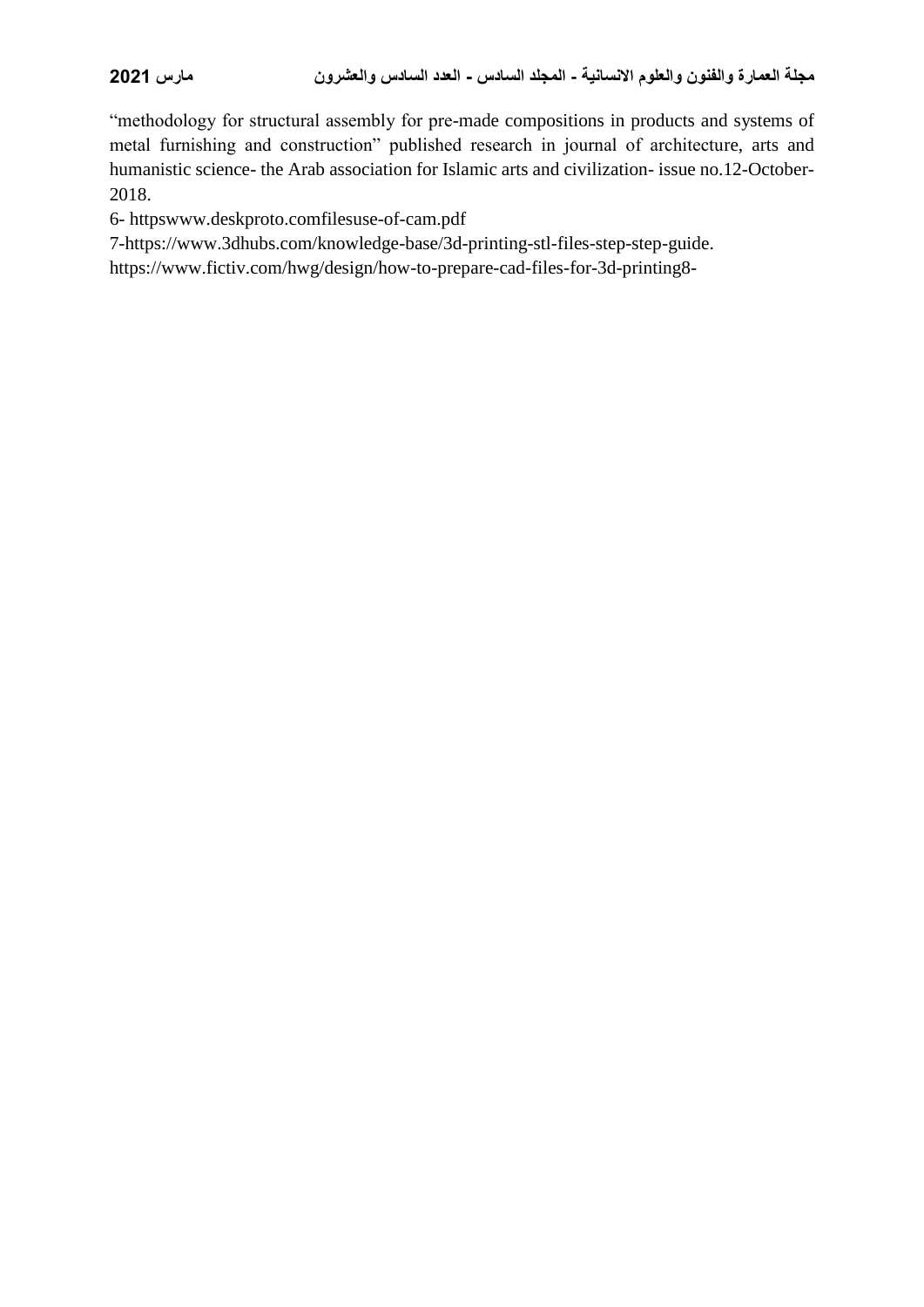“methodology for structural assembly for pre-made compositions in products and systems of metal furnishing and construction” published research in journal of architecture, arts and humanistic science- the Arab association for Islamic arts and civilization- issue no.12-October-2018.

6- httpswww.deskproto.comfilesuse-of-cam.pdf

7-https://www.3dhubs.com/knowledge-base/3d-printing-stl-files-step-step-guide.

https://www.fictiv.com/hwg/design/how-to-prepare-cad-files-for-3d-printing8-